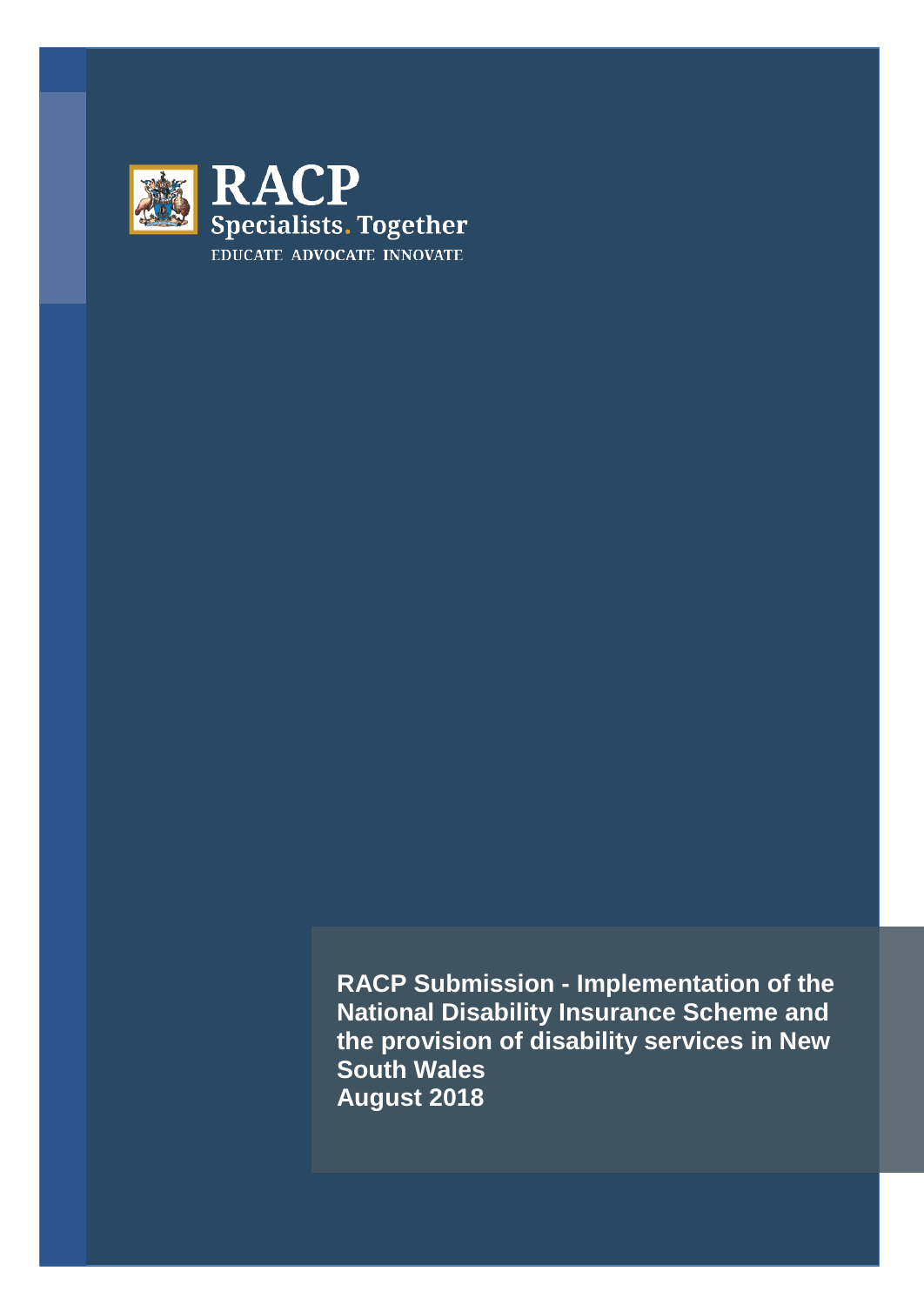RACP

Specialists. Together

EDUCATE ADVOCATE INNOVATE

**RACP Submission - Implementation of the National Disability Insurance Scheme and the provision of disability services in New South Wales**
**August 2018**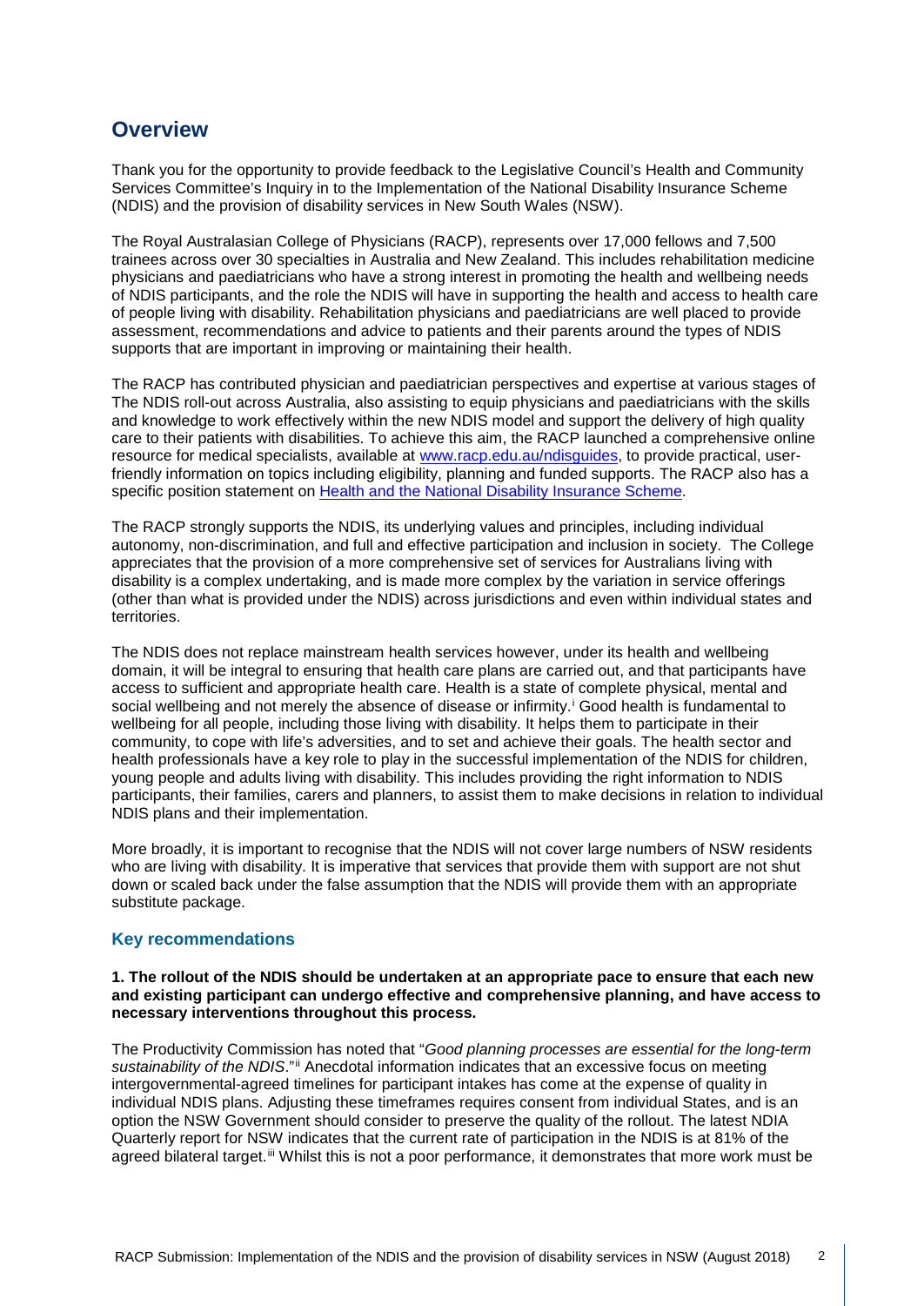## Overview

Thank you for the opportunity to provide feedback to the Legislative Council's Health and Community Services Committee's Inquiry in to the Implementation of the National Disability Insurance Scheme (NDIS) and the provision of disability services in New South Wales (NSW).

The Royal Australasian College of Physicians (RACP), represents over 17,000 fellows and 7,500 trainees across over 30 specialties in Australia and New Zealand. This includes rehabilitation medicine physicians and paediatricians who have a strong interest in promoting the health and wellbeing needs of NDIS participants, and the role the NDIS will have in supporting the health and access to health care of people living with disability. Rehabilitation physicians and paediatricians are well placed to provide assessment, recommendations and advice to patients and their parents around the types of NDIS supports that are important in improving or maintaining their health.

The RACP has contributed physician and paediatrician perspectives and expertise at various stages of The NDIS roll-out across Australia, also assisting to equip physicians and paediatricians with the skills and knowledge to work effectively within the new NDIS model and support the delivery of high quality care to their patients with disabilities. To achieve this aim, the RACP launched a comprehensive online resource for medical specialists, available at [www.racp.edu.au/ndisguides](www.racp.edu.au/ndisguides), to provide practical, user-friendly information on topics including eligibility, planning and funded supports. The RACP also has a specific position statement on Health and the National Disability Insurance Scheme.

The RACP strongly supports the NDIS, its underlying values and principles, including individual autonomy, non-discrimination, and full and effective participation and inclusion in society. The College appreciates that the provision of a more comprehensive set of services for Australians living with disability is a complex undertaking, and is made more complex by the variation in service offerings (other than what is provided under the NDIS) across jurisdictions and even within individual states and territories.

The NDIS does not replace mainstream health services however, under its health and wellbeing domain, it will be integral to ensuring that health care plans are carried out, and that participants have access to sufficient and appropriate health care. Health is a state of complete physical, mental and social wellbeing and not merely the absence of disease or infirmity.[i] Good health is fundamental to wellbeing for all people, including those living with disability. It helps them to participate in their community, to cope with life's adversities, and to set and achieve their goals. The health sector and health professionals have a key role to play in the successful implementation of the NDIS for children, young people and adults living with disability. This includes providing the right information to NDIS participants, their families, carers and planners, to assist them to make decisions in relation to individual NDIS plans and their implementation.

More broadly, it is important to recognise that the NDIS will not cover large numbers of NSW residents who are living with disability. It is imperative that services that provide them with support are not shut down or scaled back under the false assumption that the NDIS will provide them with an appropriate substitute package.

### Key recommendations

**1. The rollout of the NDIS should be undertaken at an appropriate pace to ensure that each new and existing participant can undergo effective and comprehensive planning, and have access to necessary interventions throughout this process.**

The Productivity Commission has noted that "*Good planning processes are essential for the long-term sustainability of the NDIS*."[ii] Anecdotal information indicates that an excessive focus on meeting intergovernmental-agreed timelines for participant intakes has come at the expense of quality in individual NDIS plans. Adjusting these timeframes requires consent from individual States, and is an option the NSW Government should consider to preserve the quality of the rollout. The latest NDIA Quarterly report for NSW indicates that the current rate of participation in the NDIS is at 81% of the agreed bilateral target.[iii] Whilst this is not a poor performance, it demonstrates that more work must be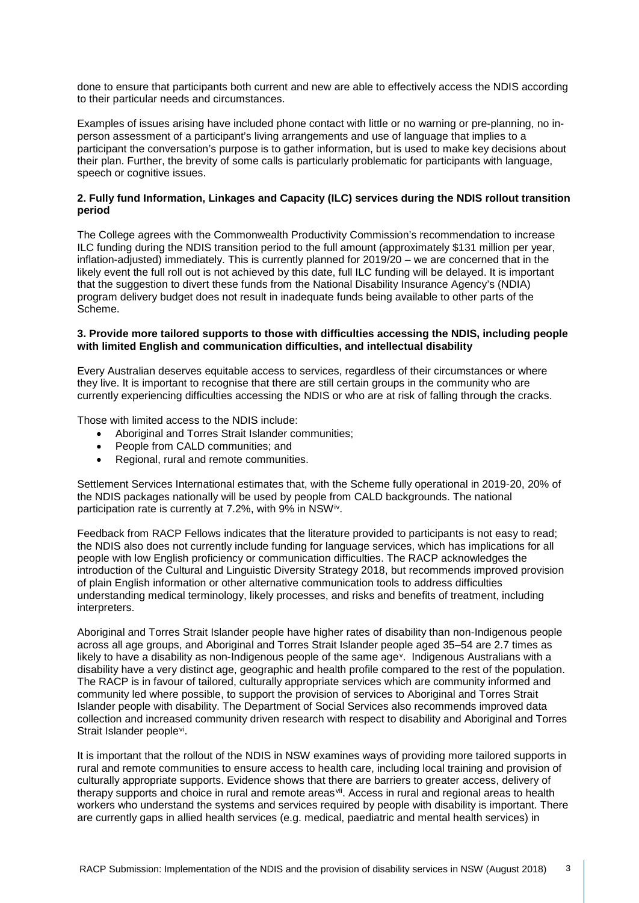done to ensure that participants both current and new are able to effectively access the NDIS according to their particular needs and circumstances.

Examples of issues arising have included phone contact with little or no warning or pre-planning, no in-person assessment of a participant's living arrangements and use of language that implies to a participant the conversation's purpose is to gather information, but is used to make key decisions about their plan. Further, the brevity of some calls is particularly problematic for participants with language, speech or cognitive issues.

**2. Fully fund Information, Linkages and Capacity (ILC) services during the NDIS rollout transition period**

The College agrees with the Commonwealth Productivity Commission's recommendation to increase ILC funding during the NDIS transition period to the full amount (approximately $131 million per year, inflation-adjusted) immediately. This is currently planned for 2019/20 – we are concerned that in the likely event the full roll out is not achieved by this date, full ILC funding will be delayed. It is important that the suggestion to divert these funds from the National Disability Insurance Agency's (NDIA) program delivery budget does not result in inadequate funds being available to other parts of the Scheme.

**3. Provide more tailored supports to those with difficulties accessing the NDIS, including people with limited English and communication difficulties, and intellectual disability**

Every Australian deserves equitable access to services, regardless of their circumstances or where they live. It is important to recognise that there are still certain groups in the community who are currently experiencing difficulties accessing the NDIS or who are at risk of falling through the cracks.

Those with limited access to the NDIS include:

- Aboriginal and Torres Strait Islander communities;
- People from CALD communities; and
- Regional, rural and remote communities.

Settlement Services International estimates that, with the Scheme fully operational in 2019-20, 20% of the NDIS packages nationally will be used by people from CALD backgrounds. The national participation rate is currently at 7.2%, with 9% in NSW[iv].

Feedback from RACP Fellows indicates that the literature provided to participants is not easy to read; the NDIS also does not currently include funding for language services, which has implications for all people with low English proficiency or communication difficulties. The RACP acknowledges the introduction of the Cultural and Linguistic Diversity Strategy 2018, but recommends improved provision of plain English information or other alternative communication tools to address difficulties understanding medical terminology, likely processes, and risks and benefits of treatment, including interpreters.

Aboriginal and Torres Strait Islander people have higher rates of disability than non-Indigenous people across all age groups, and Aboriginal and Torres Strait Islander people aged 35–54 are 2.7 times as likely to have a disability as non-Indigenous people of the same age[v]. Indigenous Australians with a disability have a very distinct age, geographic and health profile compared to the rest of the population. The RACP is in favour of tailored, culturally appropriate services which are community informed and community led where possible, to support the provision of services to Aboriginal and Torres Strait Islander people with disability. The Department of Social Services also recommends improved data collection and increased community driven research with respect to disability and Aboriginal and Torres Strait Islander people[vi].

It is important that the rollout of the NDIS in NSW examines ways of providing more tailored supports in rural and remote communities to ensure access to health care, including local training and provision of culturally appropriate supports. Evidence shows that there are barriers to greater access, delivery of therapy supports and choice in rural and remote areas[vii]. Access in rural and regional areas to health workers who understand the systems and services required by people with disability is important. There are currently gaps in allied health services (e.g. medical, paediatric and mental health services) in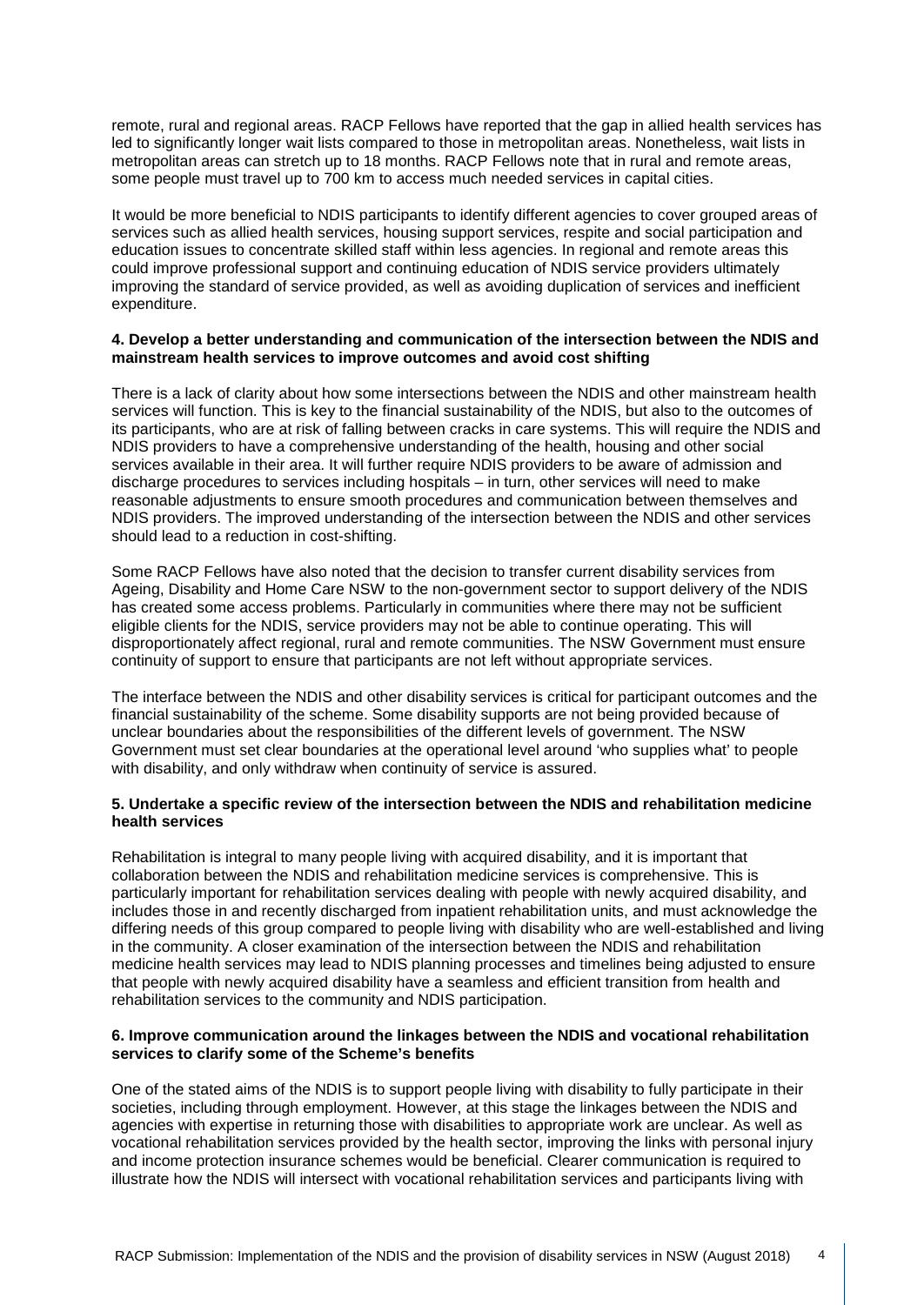remote, rural and regional areas. RACP Fellows have reported that the gap in allied health services has led to significantly longer wait lists compared to those in metropolitan areas. Nonetheless, wait lists in metropolitan areas can stretch up to 18 months. RACP Fellows note that in rural and remote areas, some people must travel up to 700 km to access much needed services in capital cities.

It would be more beneficial to NDIS participants to identify different agencies to cover grouped areas of services such as allied health services, housing support services, respite and social participation and education issues to concentrate skilled staff within less agencies. In regional and remote areas this could improve professional support and continuing education of NDIS service providers ultimately improving the standard of service provided, as well as avoiding duplication of services and inefficient expenditure.

**4. Develop a better understanding and communication of the intersection between the NDIS and mainstream health services to improve outcomes and avoid cost shifting**

There is a lack of clarity about how some intersections between the NDIS and other mainstream health services will function. This is key to the financial sustainability of the NDIS, but also to the outcomes of its participants, who are at risk of falling between cracks in care systems. This will require the NDIS and NDIS providers to have a comprehensive understanding of the health, housing and other social services available in their area. It will further require NDIS providers to be aware of admission and discharge procedures to services including hospitals – in turn, other services will need to make reasonable adjustments to ensure smooth procedures and communication between themselves and NDIS providers. The improved understanding of the intersection between the NDIS and other services should lead to a reduction in cost-shifting.

Some RACP Fellows have also noted that the decision to transfer current disability services from Ageing, Disability and Home Care NSW to the non-government sector to support delivery of the NDIS has created some access problems. Particularly in communities where there may not be sufficient eligible clients for the NDIS, service providers may not be able to continue operating. This will disproportionately affect regional, rural and remote communities. The NSW Government must ensure continuity of support to ensure that participants are not left without appropriate services.

The interface between the NDIS and other disability services is critical for participant outcomes and the financial sustainability of the scheme. Some disability supports are not being provided because of unclear boundaries about the responsibilities of the different levels of government. The NSW Government must set clear boundaries at the operational level around 'who supplies what' to people with disability, and only withdraw when continuity of service is assured.

**5. Undertake a specific review of the intersection between the NDIS and rehabilitation medicine health services**

Rehabilitation is integral to many people living with acquired disability, and it is important that collaboration between the NDIS and rehabilitation medicine services is comprehensive. This is particularly important for rehabilitation services dealing with people with newly acquired disability, and includes those in and recently discharged from inpatient rehabilitation units, and must acknowledge the differing needs of this group compared to people living with disability who are well-established and living in the community. A closer examination of the intersection between the NDIS and rehabilitation medicine health services may lead to NDIS planning processes and timelines being adjusted to ensure that people with newly acquired disability have a seamless and efficient transition from health and rehabilitation services to the community and NDIS participation.

**6. Improve communication around the linkages between the NDIS and vocational rehabilitation services to clarify some of the Scheme's benefits**

One of the stated aims of the NDIS is to support people living with disability to fully participate in their societies, including through employment. However, at this stage the linkages between the NDIS and agencies with expertise in returning those with disabilities to appropriate work are unclear. As well as vocational rehabilitation services provided by the health sector, improving the links with personal injury and income protection insurance schemes would be beneficial. Clearer communication is required to illustrate how the NDIS will intersect with vocational rehabilitation services and participants living with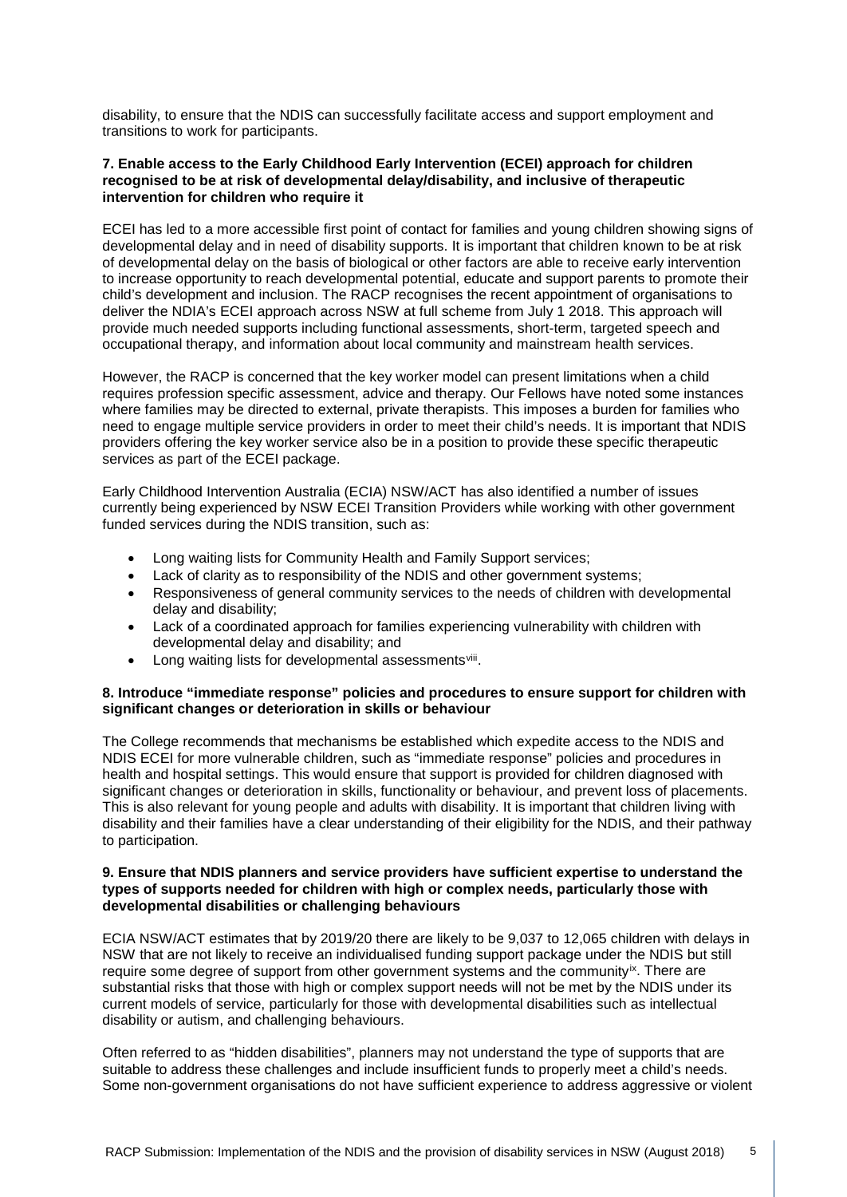disability, to ensure that the NDIS can successfully facilitate access and support employment and transitions to work for participants.

**7. Enable access to the Early Childhood Early Intervention (ECEI) approach for children recognised to be at risk of developmental delay/disability, and inclusive of therapeutic intervention for children who require it**

ECEI has led to a more accessible first point of contact for families and young children showing signs of developmental delay and in need of disability supports. It is important that children known to be at risk of developmental delay on the basis of biological or other factors are able to receive early intervention to increase opportunity to reach developmental potential, educate and support parents to promote their child's development and inclusion. The RACP recognises the recent appointment of organisations to deliver the NDIA's ECEI approach across NSW at full scheme from July 1 2018. This approach will provide much needed supports including functional assessments, short-term, targeted speech and occupational therapy, and information about local community and mainstream health services.

However, the RACP is concerned that the key worker model can present limitations when a child requires profession specific assessment, advice and therapy. Our Fellows have noted some instances where families may be directed to external, private therapists. This imposes a burden for families who need to engage multiple service providers in order to meet their child's needs. It is important that NDIS providers offering the key worker service also be in a position to provide these specific therapeutic services as part of the ECEI package.

Early Childhood Intervention Australia (ECIA) NSW/ACT has also identified a number of issues currently being experienced by NSW ECEI Transition Providers while working with other government funded services during the NDIS transition, such as:

- Long waiting lists for Community Health and Family Support services;
- Lack of clarity as to responsibility of the NDIS and other government systems;
- Responsiveness of general community services to the needs of children with developmental delay and disability;
- Lack of a coordinated approach for families experiencing vulnerability with children with developmental delay and disability; and
- Long waiting lists for developmental assessments[viii].

**8. Introduce "immediate response" policies and procedures to ensure support for children with significant changes or deterioration in skills or behaviour**

The College recommends that mechanisms be established which expedite access to the NDIS and NDIS ECEI for more vulnerable children, such as "immediate response" policies and procedures in health and hospital settings. This would ensure that support is provided for children diagnosed with significant changes or deterioration in skills, functionality or behaviour, and prevent loss of placements. This is also relevant for young people and adults with disability. It is important that children living with disability and their families have a clear understanding of their eligibility for the NDIS, and their pathway to participation.

**9. Ensure that NDIS planners and service providers have sufficient expertise to understand the types of supports needed for children with high or complex needs, particularly those with developmental disabilities or challenging behaviours**

ECIA NSW/ACT estimates that by 2019/20 there are likely to be 9,037 to 12,065 children with delays in NSW that are not likely to receive an individualised funding support package under the NDIS but still require some degree of support from other government systems and the community[ix]. There are substantial risks that those with high or complex support needs will not be met by the NDIS under its current models of service, particularly for those with developmental disabilities such as intellectual disability or autism, and challenging behaviours.

Often referred to as "hidden disabilities", planners may not understand the type of supports that are suitable to address these challenges and include insufficient funds to properly meet a child's needs. Some non-government organisations do not have sufficient experience to address aggressive or violent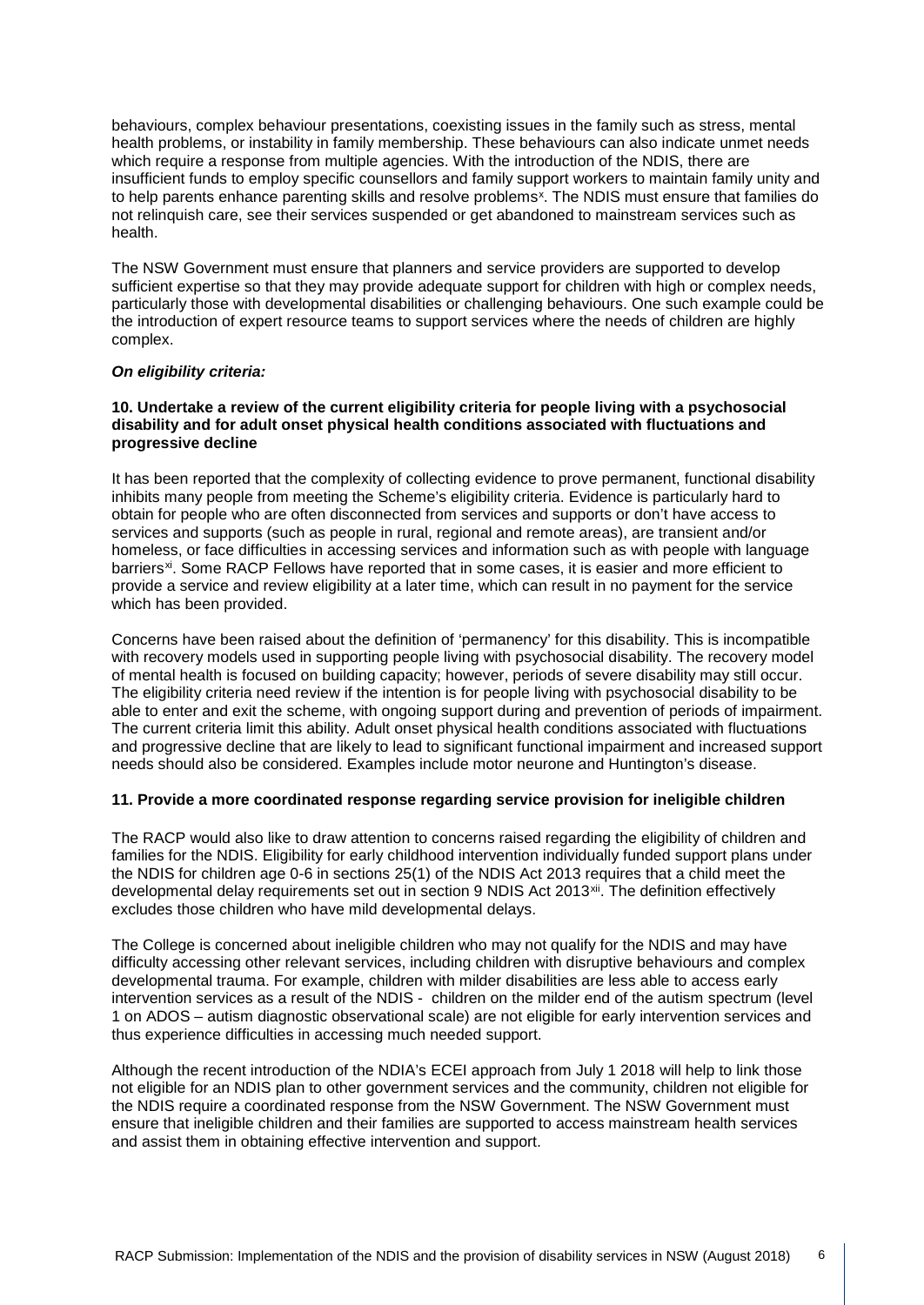behaviours, complex behaviour presentations, coexisting issues in the family such as stress, mental health problems, or instability in family membership. These behaviours can also indicate unmet needs which require a response from multiple agencies. With the introduction of the NDIS, there are insufficient funds to employ specific counsellors and family support workers to maintain family unity and to help parents enhance parenting skills and resolve problems[x]. The NDIS must ensure that families do not relinquish care, see their services suspended or get abandoned to mainstream services such as health.

The NSW Government must ensure that planners and service providers are supported to develop sufficient expertise so that they may provide adequate support for children with high or complex needs, particularly those with developmental disabilities or challenging behaviours. One such example could be the introduction of expert resource teams to support services where the needs of children are highly complex.

***On eligibility criteria:***

**10. Undertake a review of the current eligibility criteria for people living with a psychosocial disability and for adult onset physical health conditions associated with fluctuations and progressive decline**

It has been reported that the complexity of collecting evidence to prove permanent, functional disability inhibits many people from meeting the Scheme's eligibility criteria. Evidence is particularly hard to obtain for people who are often disconnected from services and supports or don't have access to services and supports (such as people in rural, regional and remote areas), are transient and/or homeless, or face difficulties in accessing services and information such as with people with language barriers[xi]. Some RACP Fellows have reported that in some cases, it is easier and more efficient to provide a service and review eligibility at a later time, which can result in no payment for the service which has been provided.

Concerns have been raised about the definition of 'permanency' for this disability. This is incompatible with recovery models used in supporting people living with psychosocial disability. The recovery model of mental health is focused on building capacity; however, periods of severe disability may still occur. The eligibility criteria need review if the intention is for people living with psychosocial disability to be able to enter and exit the scheme, with ongoing support during and prevention of periods of impairment. The current criteria limit this ability. Adult onset physical health conditions associated with fluctuations and progressive decline that are likely to lead to significant functional impairment and increased support needs should also be considered. Examples include motor neurone and Huntington's disease.

**11. Provide a more coordinated response regarding service provision for ineligible children**

The RACP would also like to draw attention to concerns raised regarding the eligibility of children and families for the NDIS. Eligibility for early childhood intervention individually funded support plans under the NDIS for children age 0-6 in sections 25(1) of the NDIS Act 2013 requires that a child meet the developmental delay requirements set out in section 9 NDIS Act 2013[xii]. The definition effectively excludes those children who have mild developmental delays.

The College is concerned about ineligible children who may not qualify for the NDIS and may have difficulty accessing other relevant services, including children with disruptive behaviours and complex developmental trauma. For example, children with milder disabilities are less able to access early intervention services as a result of the NDIS - children on the milder end of the autism spectrum (level 1 on ADOS – autism diagnostic observational scale) are not eligible for early intervention services and thus experience difficulties in accessing much needed support.

Although the recent introduction of the NDIA's ECEI approach from July 1 2018 will help to link those not eligible for an NDIS plan to other government services and the community, children not eligible for the NDIS require a coordinated response from the NSW Government. The NSW Government must ensure that ineligible children and their families are supported to access mainstream health services and assist them in obtaining effective intervention and support.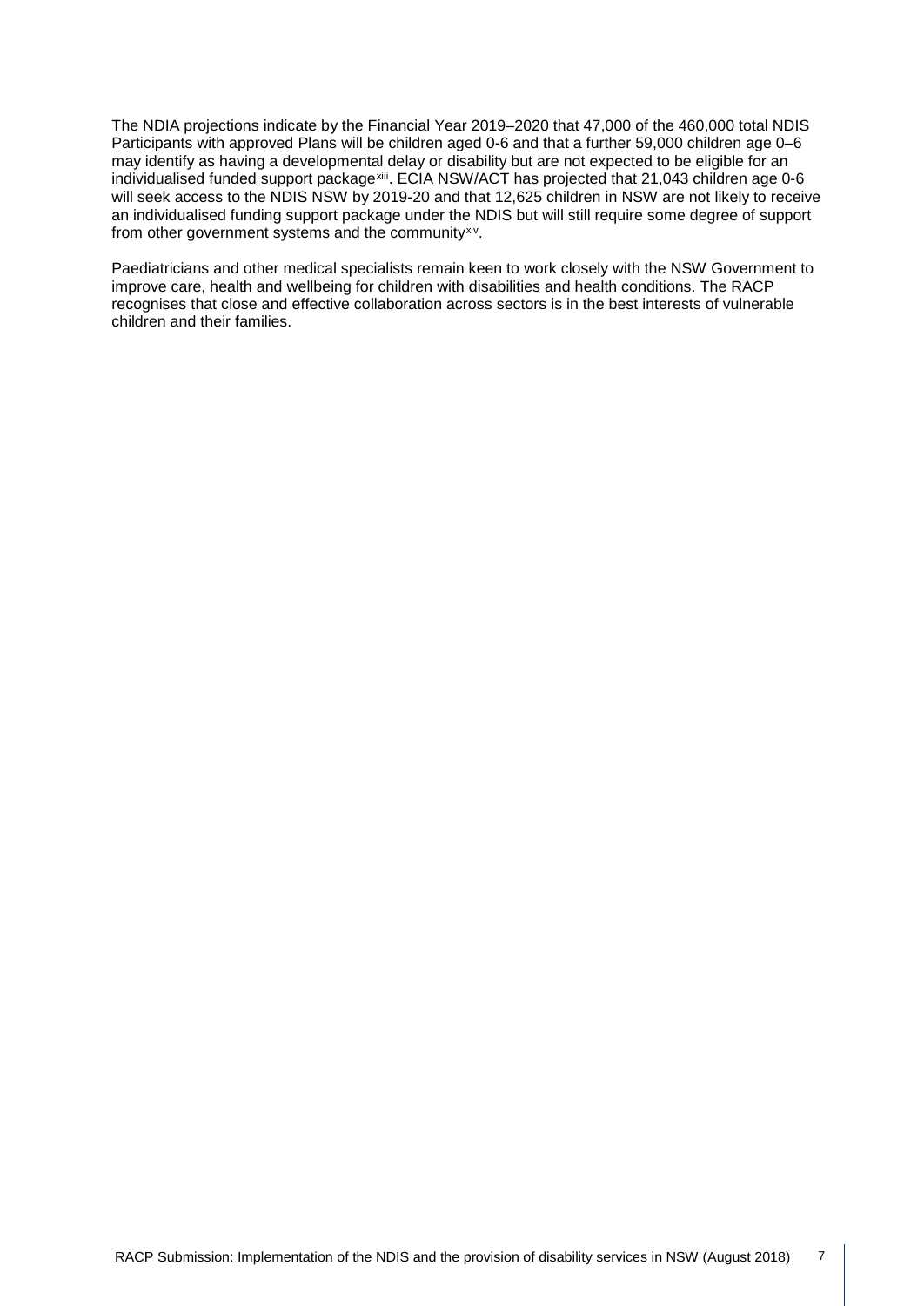The NDIA projections indicate by the Financial Year 2019–2020 that 47,000 of the 460,000 total NDIS Participants with approved Plans will be children aged 0-6 and that a further 59,000 children age 0–6 may identify as having a developmental delay or disability but are not expected to be eligible for an individualised funded support package[xiii]. ECIA NSW/ACT has projected that 21,043 children age 0-6 will seek access to the NDIS NSW by 2019-20 and that 12,625 children in NSW are not likely to receive an individualised funding support package under the NDIS but will still require some degree of support from other government systems and the community[xiv].

Paediatricians and other medical specialists remain keen to work closely with the NSW Government to improve care, health and wellbeing for children with disabilities and health conditions. The RACP recognises that close and effective collaboration across sectors is in the best interests of vulnerable children and their families.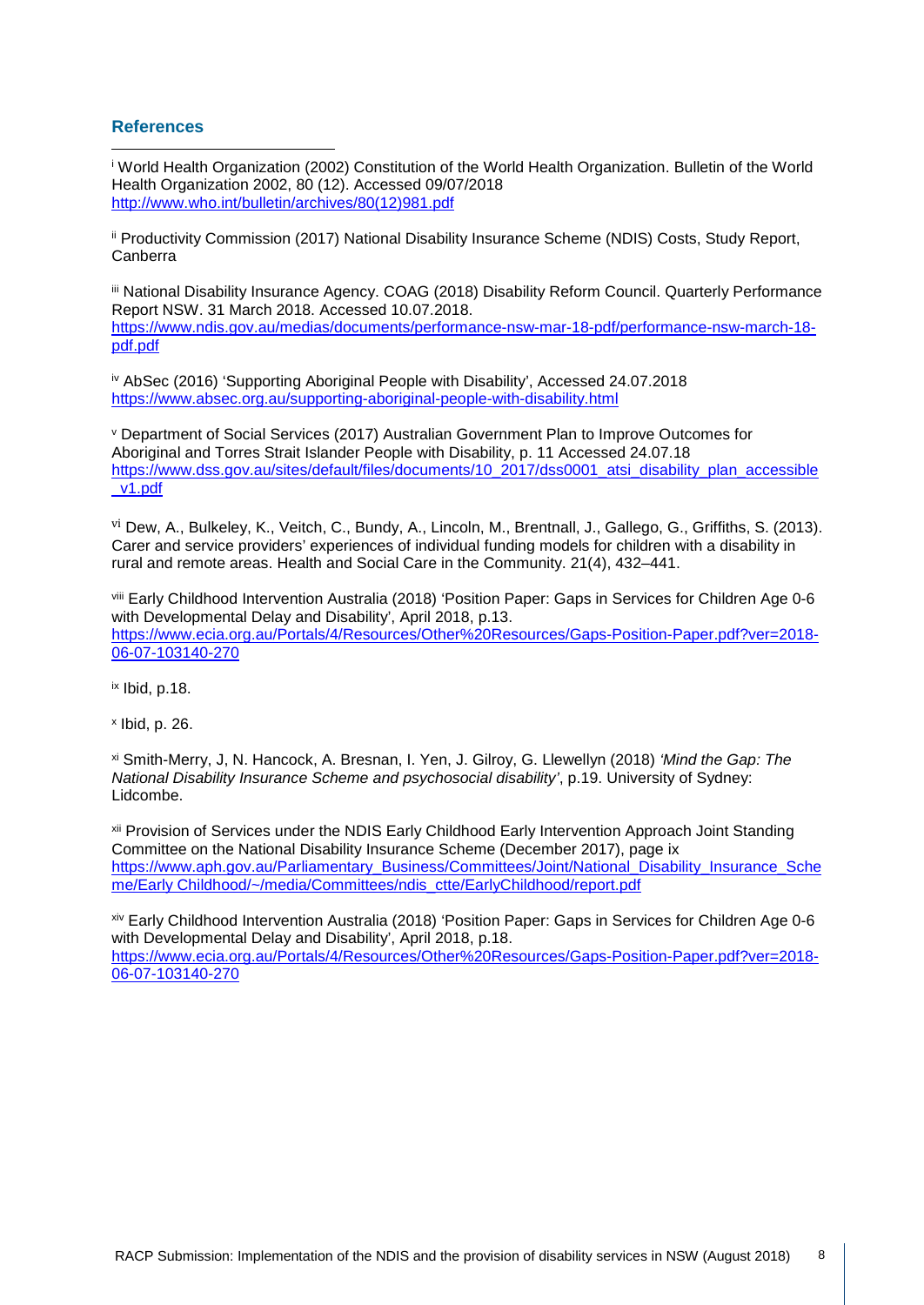## References

[i] World Health Organization (2002) Constitution of the World Health Organization. Bulletin of the World Health Organization 2002, 80 (12). Accessed 09/07/2018 http://www.who.int/bulletin/archives/80(12)981.pdf

[ii] Productivity Commission (2017) National Disability Insurance Scheme (NDIS) Costs, Study Report, Canberra

[iii] National Disability Insurance Agency. COAG (2018) Disability Reform Council. Quarterly Performance Report NSW. 31 March 2018. Accessed 10.07.2018. https://www.ndis.gov.au/medias/documents/performance-nsw-mar-18-pdf/performance-nsw-march-18-pdf.pdf

[iv] AbSec (2016) 'Supporting Aboriginal People with Disability', Accessed 24.07.2018 https://www.absec.org.au/supporting-aboriginal-people-with-disability.html

[v] Department of Social Services (2017) Australian Government Plan to Improve Outcomes for Aboriginal and Torres Strait Islander People with Disability, p. 11 Accessed 24.07.18 https://www.dss.gov.au/sites/default/files/documents/10_2017/dss0001_atsi_disability_plan_accessible_v1.pdf

[vi] Dew, A., Bulkeley, K., Veitch, C., Bundy, A., Lincoln, M., Brentnall, J., Gallego, G., Griffiths, S. (2013). Carer and service providers' experiences of individual funding models for children with a disability in rural and remote areas. Health and Social Care in the Community. 21(4), 432–441.

[viii] Early Childhood Intervention Australia (2018) 'Position Paper: Gaps in Services for Children Age 0-6 with Developmental Delay and Disability', April 2018, p.13. https://www.ecia.org.au/Portals/4/Resources/Other%20Resources/Gaps-Position-Paper.pdf?ver=2018-06-07-103140-270

[ix] Ibid, p.18.

[x] Ibid, p. 26.

[xi] Smith-Merry, J, N. Hancock, A. Bresnan, I. Yen, J. Gilroy, G. Llewellyn (2018) *'Mind the Gap: The National Disability Insurance Scheme and psychosocial disability'*, p.19. University of Sydney: Lidcombe.

[xii] Provision of Services under the NDIS Early Childhood Early Intervention Approach Joint Standing Committee on the National Disability Insurance Scheme (December 2017), page ix https://www.aph.gov.au/Parliamentary_Business/Committees/Joint/National_Disability_Insurance_Scheme/Early Childhood/~/media/Committees/ndis_ctte/EarlyChildhood/report.pdf

[xiv] Early Childhood Intervention Australia (2018) 'Position Paper: Gaps in Services for Children Age 0-6 with Developmental Delay and Disability', April 2018, p.18. https://www.ecia.org.au/Portals/4/Resources/Other%20Resources/Gaps-Position-Paper.pdf?ver=2018-06-07-103140-270